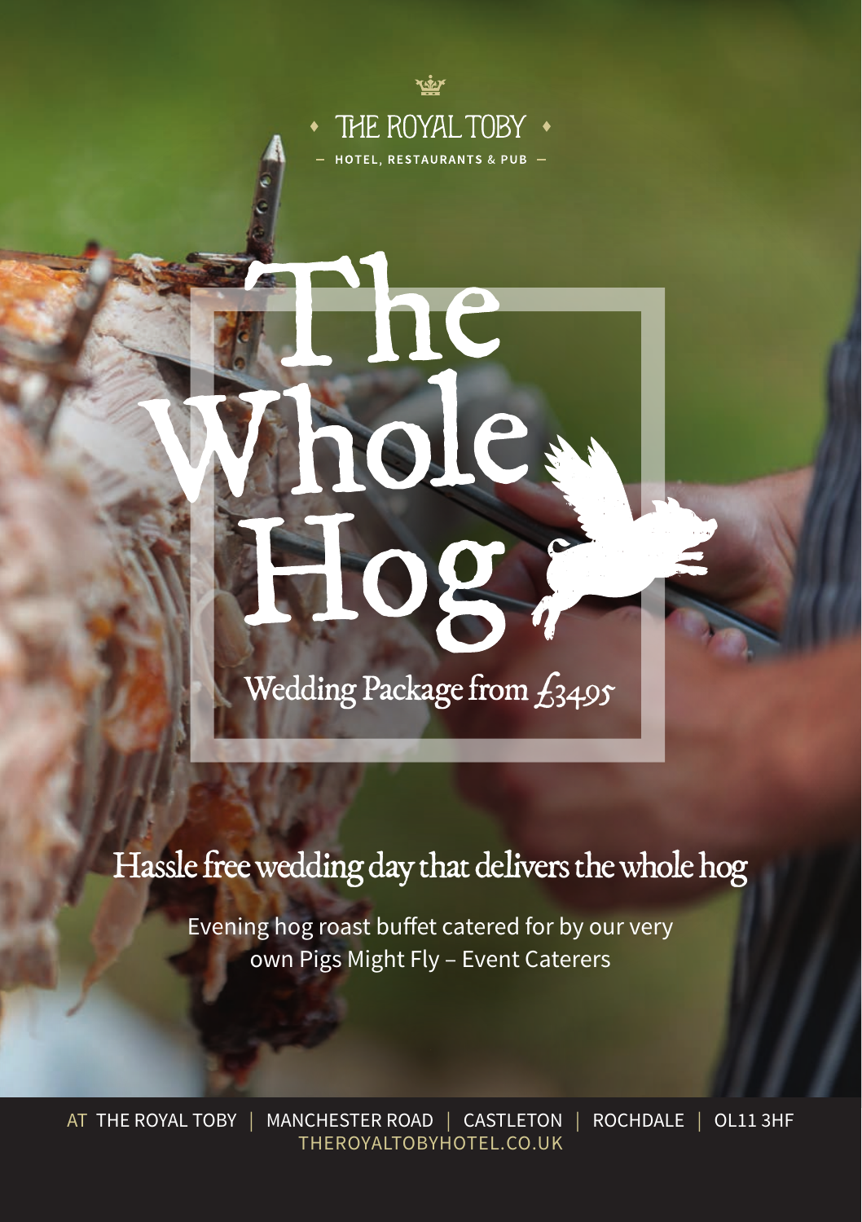THE ROYAL TOBY

HOTEL, RESTAURANTS & PUB

# The Whole Hog

Wedding Package from £3495

## Hassle free wedding day that delivers the whole hog

Evening hog roast buffet catered for by our very own Pigs Might Fly – Event Caterers

AT THE ROYAL TOBY | MANCHESTER ROAD | CASTLETON | ROCHDALE | OL11 3HF
THEROYALTOBYHOTEL.CO.UK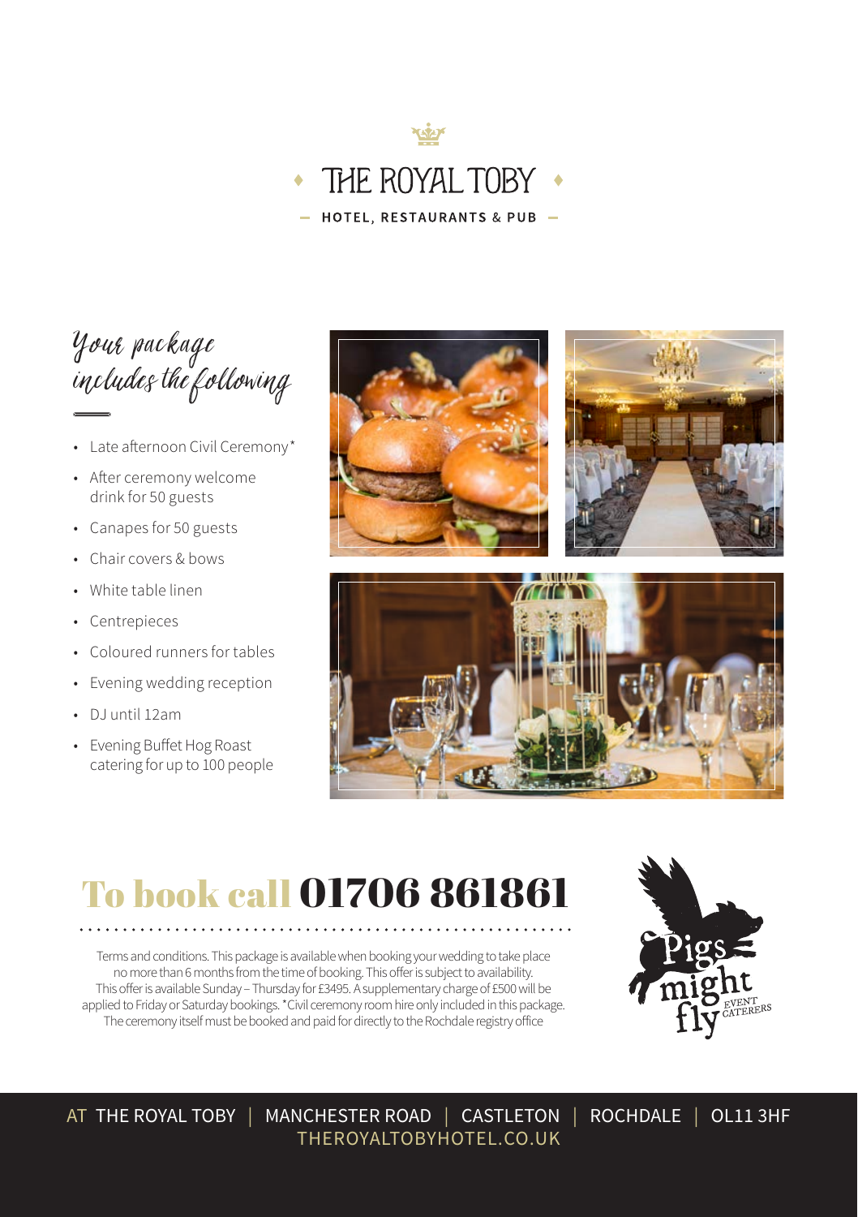# THE ROYAL TOBY

HOTEL, RESTAURANTS & PUB

## Your package includes the following

- Late afternoon Civil Ceremony*
- After ceremony welcome drink for 50 guests
- Canapes for 50 guests
- Chair covers & bows
- White table linen
- Centrepieces
- Coloured runners for tables
- Evening wedding reception
- DJ until 12am
- Evening Buffet Hog Roast catering for up to 100 people

## To book call 01706 861861

Terms and conditions. This package is available when booking your wedding to take place no more than 6 months from the time of booking. This offer is subject to availability. This offer is available Sunday – Thursday for £3495. A supplementary charge of £500 will be applied to Friday or Saturday bookings. *Civil ceremony room hire only included in this package. The ceremony itself must be booked and paid for directly to the Rochdale registry office

Pigs might fly EVENT CATERERS

AT THE ROYAL TOBY | MANCHESTER ROAD | CASTLETON | ROCHDALE | OL11 3HF
THEROYALTOBYHOTEL.CO.UK